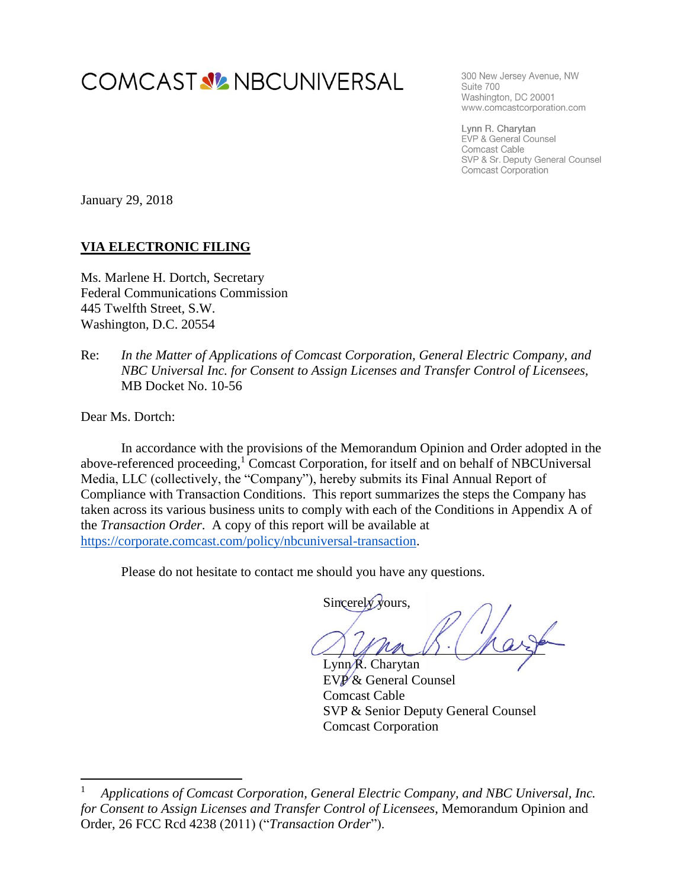COMCAST NBCUNIVERSAL

300 New Jersey Avenue, NW
Suite 700
Washington, DC 20001
www.comcastcorporation.com

Lynn R. Charytan
EVP & General Counsel
Comcast Cable
SVP & Sr. Deputy General Counsel
Comcast Corporation

January 29, 2018

**VIA ELECTRONIC FILING**

Ms. Marlene H. Dortch, Secretary
Federal Communications Commission
445 Twelfth Street, S.W.
Washington, D.C. 20554

Re: *In the Matter of Applications of Comcast Corporation, General Electric Company, and NBC Universal Inc. for Consent to Assign Licenses and Transfer Control of Licensees*, MB Docket No. 10-56

Dear Ms. Dortch:

In accordance with the provisions of the Memorandum Opinion and Order adopted in the above-referenced proceeding,[1] Comcast Corporation, for itself and on behalf of NBCUniversal Media, LLC (collectively, the "Company"), hereby submits its Final Annual Report of Compliance with Transaction Conditions. This report summarizes the steps the Company has taken across its various business units to comply with each of the Conditions in Appendix A of the *Transaction Order*. A copy of this report will be available at https://corporate.comcast.com/policy/nbcuniversal-transaction.

Please do not hesitate to contact me should you have any questions.

Sincerely yours,

Lynn R. Charytan
EVP & General Counsel
Comcast Cable
SVP & Senior Deputy General Counsel
Comcast Corporation

---

[1] *Applications of Comcast Corporation, General Electric Company, and NBC Universal, Inc. for Consent to Assign Licenses and Transfer Control of Licensees*, Memorandum Opinion and Order, 26 FCC Rcd 4238 (2011) ("*Transaction Order*").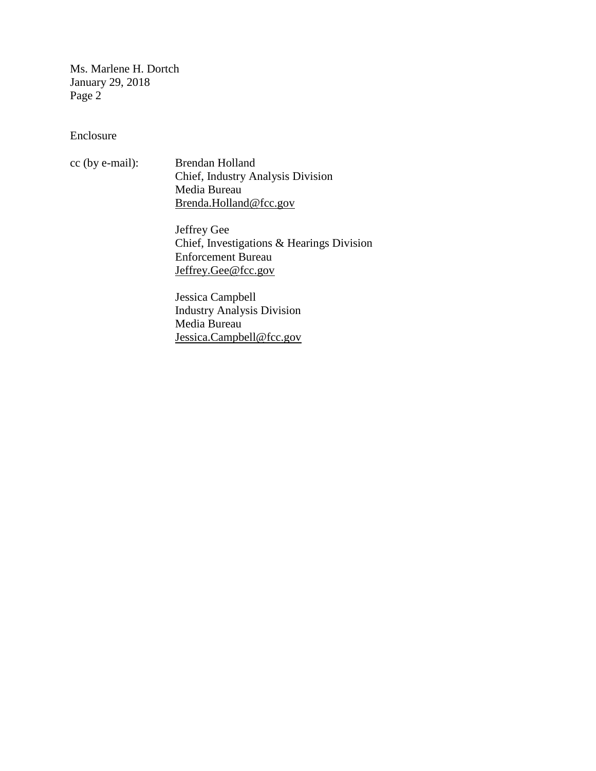Enclosure

cc (by e-mail): Brendan Holland
Chief, Industry Analysis Division
Media Bureau
Brenda.Holland@fcc.gov

Jeffrey Gee
Chief, Investigations & Hearings Division
Enforcement Bureau
Jeffrey.Gee@fcc.gov

Jessica Campbell
Industry Analysis Division
Media Bureau
Jessica.Campbell@fcc.gov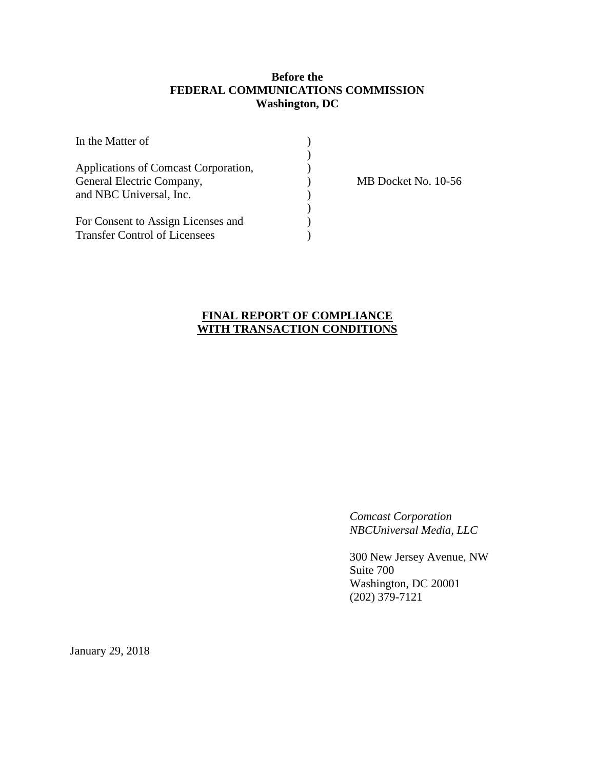**Before the**
**FEDERAL COMMUNICATIONS COMMISSION**
**Washington, DC**

| | | |
|---|---|---|
| In the Matter of | ) | |
| | ) | |
| Applications of Comcast Corporation, | ) | |
| General Electric Company, | ) | MB Docket No. 10-56 |
| and NBC Universal, Inc. | ) | |
| | ) | |
| For Consent to Assign Licenses and | ) | |
| Transfer Control of Licensees | ) | |

**FINAL REPORT OF COMPLIANCE WITH TRANSACTION CONDITIONS**

*Comcast Corporation*
*NBCUniversal Media, LLC*

300 New Jersey Avenue, NW
Suite 700
Washington, DC 20001
(202) 379-7121

January 29, 2018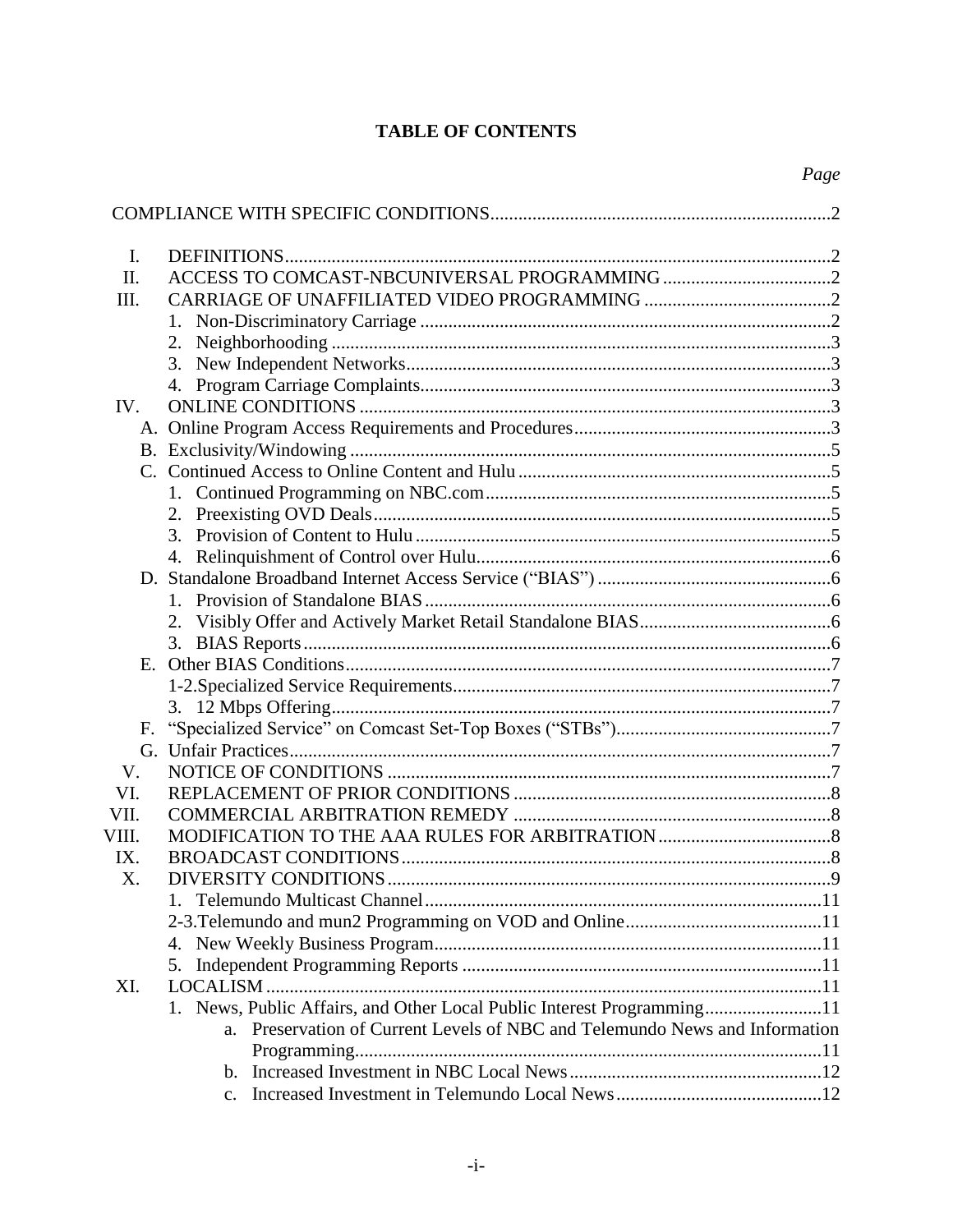# TABLE OF CONTENTS

| | | Page |
|---|---|---|
| | COMPLIANCE WITH SPECIFIC CONDITIONS | 2 |
| I. | DEFINITIONS | 2 |
| II. | ACCESS TO COMCAST-NBCUNIVERSAL PROGRAMMING | 2 |
| III. | CARRIAGE OF UNAFFILIATED VIDEO PROGRAMMING | 2 |
| | 1. Non-Discriminatory Carriage | 2 |
| | 2. Neighborhooding | 3 |
| | 3. New Independent Networks | 3 |
| | 4. Program Carriage Complaints | 3 |
| IV. | ONLINE CONDITIONS | 3 |
| | A. Online Program Access Requirements and Procedures | 3 |
| | B. Exclusivity/Windowing | 5 |
| | C. Continued Access to Online Content and Hulu | 5 |
| | 1. Continued Programming on NBC.com | 5 |
| | 2. Preexisting OVD Deals | 5 |
| | 3. Provision of Content to Hulu | 5 |
| | 4. Relinquishment of Control over Hulu | 6 |
| | D. Standalone Broadband Internet Access Service ("BIAS") | 6 |
| | 1. Provision of Standalone BIAS | 6 |
| | 2. Visibly Offer and Actively Market Retail Standalone BIAS | 6 |
| | 3. BIAS Reports | 6 |
| | E. Other BIAS Conditions | 7 |
| | 1-2. Specialized Service Requirements | 7 |
| | 3. 12 Mbps Offering | 7 |
| | F. "Specialized Service" on Comcast Set-Top Boxes ("STBs") | 7 |
| | G. Unfair Practices | 7 |
| V. | NOTICE OF CONDITIONS | 7 |
| VI. | REPLACEMENT OF PRIOR CONDITIONS | 8 |
| VII. | COMMERCIAL ARBITRATION REMEDY | 8 |
| VIII. | MODIFICATION TO THE AAA RULES FOR ARBITRATION | 8 |
| IX. | BROADCAST CONDITIONS | 8 |
| X. | DIVERSITY CONDITIONS | 9 |
| | 1. Telemundo Multicast Channel | 11 |
| | 2-3. Telemundo and mun2 Programming on VOD and Online | 11 |
| | 4. New Weekly Business Program | 11 |
| | 5. Independent Programming Reports | 11 |
| XI. | LOCALISM | 11 |
| | 1. News, Public Affairs, and Other Local Public Interest Programming | 11 |
| | a. Preservation of Current Levels of NBC and Telemundo News and Information Programming | 11 |
| | b. Increased Investment in NBC Local News | 12 |
| | c. Increased Investment in Telemundo Local News | 12 |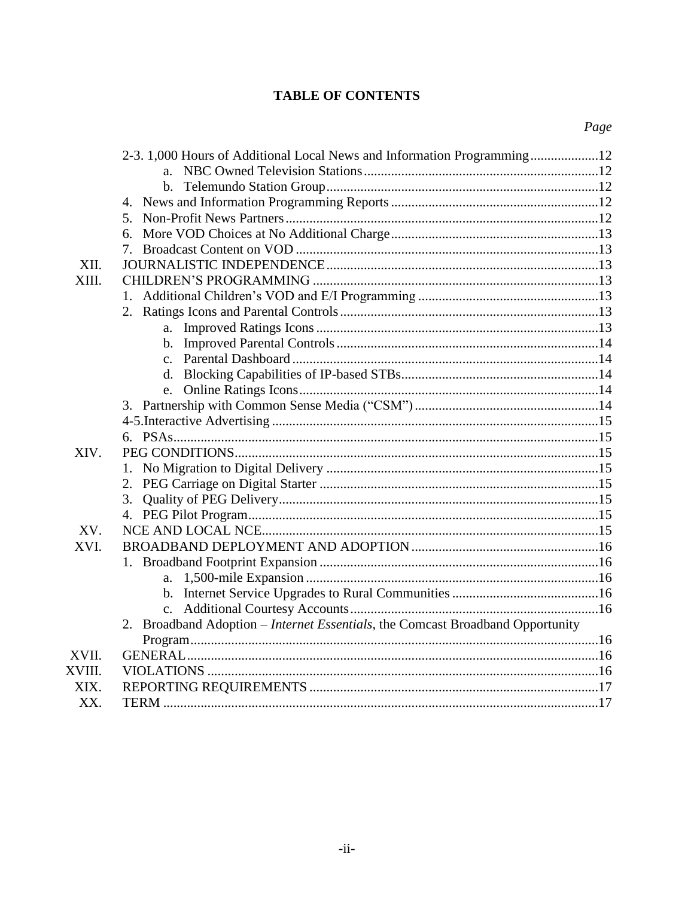## TABLE OF CONTENTS

| | | Page |
|---|---|---|
| | 2-3. 1,000 Hours of Additional Local News and Information Programming | 12 |
| | a. NBC Owned Television Stations | 12 |
| | b. Telemundo Station Group | 12 |
| | 4. News and Information Programming Reports | 12 |
| | 5. Non-Profit News Partners | 12 |
| | 6. More VOD Choices at No Additional Charge | 13 |
| | 7. Broadcast Content on VOD | 13 |
| XII. | JOURNALISTIC INDEPENDENCE | 13 |
| XIII. | CHILDREN'S PROGRAMMING | 13 |
| | 1. Additional Children's VOD and E/I Programming | 13 |
| | 2. Ratings Icons and Parental Controls | 13 |
| | a. Improved Ratings Icons | 13 |
| | b. Improved Parental Controls | 14 |
| | c. Parental Dashboard | 14 |
| | d. Blocking Capabilities of IP-based STBs | 14 |
| | e. Online Ratings Icons | 14 |
| | 3. Partnership with Common Sense Media ("CSM") | 14 |
| | 4-5. Interactive Advertising | 15 |
| | 6. PSAs | 15 |
| XIV. | PEG CONDITIONS | 15 |
| | 1. No Migration to Digital Delivery | 15 |
| | 2. PEG Carriage on Digital Starter | 15 |
| | 3. Quality of PEG Delivery | 15 |
| | 4. PEG Pilot Program | 15 |
| XV. | NCE AND LOCAL NCE | 15 |
| XVI. | BROADBAND DEPLOYMENT AND ADOPTION | 16 |
| | 1. Broadband Footprint Expansion | 16 |
| | a. 1,500-mile Expansion | 16 |
| | b. Internet Service Upgrades to Rural Communities | 16 |
| | c. Additional Courtesy Accounts | 16 |
| | 2. Broadband Adoption – *Internet Essentials*, the Comcast Broadband Opportunity Program | 16 |
| XVII. | GENERAL | 16 |
| XVIII. | VIOLATIONS | 16 |
| XIX. | REPORTING REQUIREMENTS | 17 |
| XX. | TERM | 17 |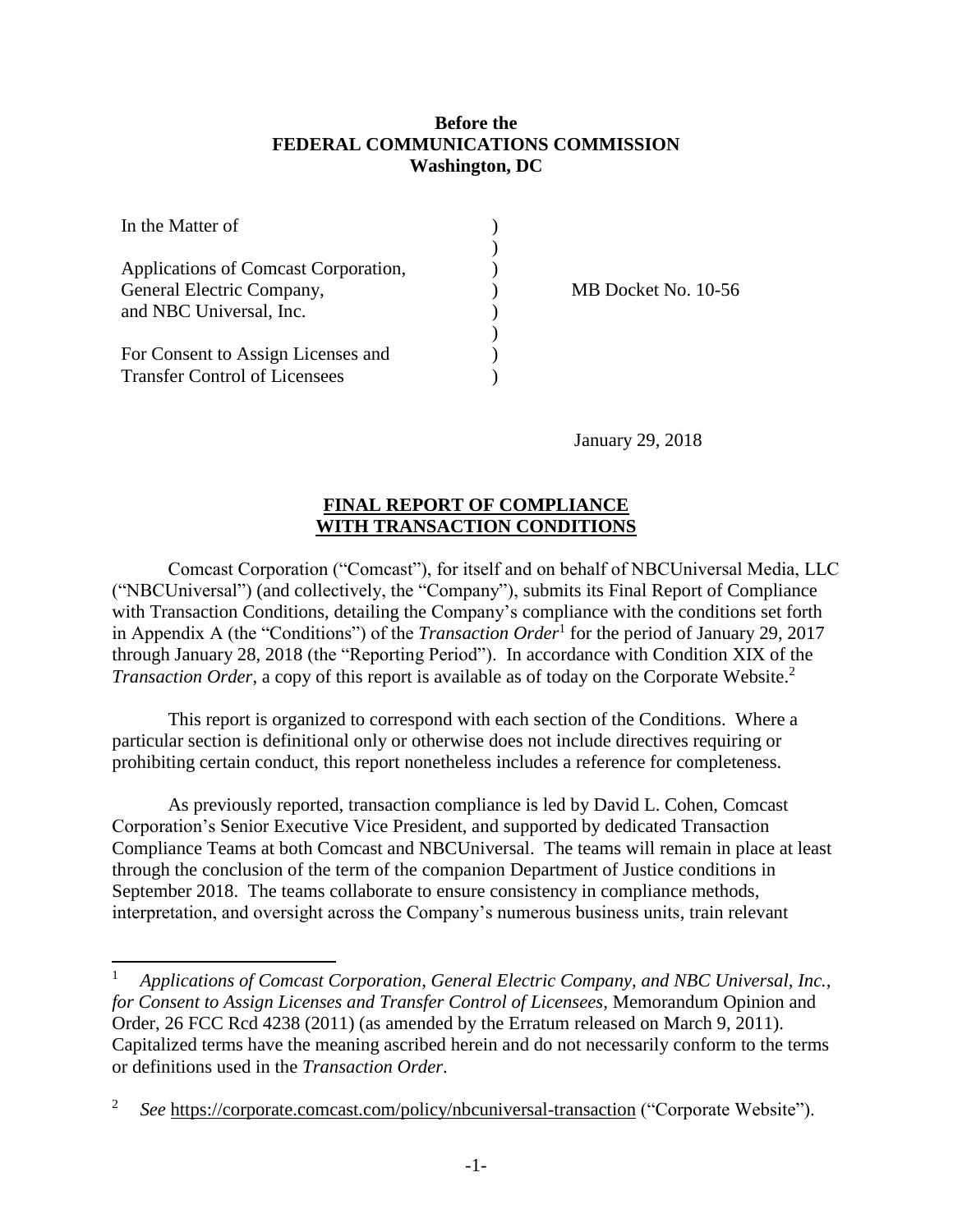**Before the**
**FEDERAL COMMUNICATIONS COMMISSION**
**Washington, DC**

| | | |
|---|---|---|
| In the Matter of | ) | |
| | ) | |
| Applications of Comcast Corporation, | ) | |
| General Electric Company, | ) | MB Docket No. 10-56 |
| and NBC Universal, Inc. | ) | |
| | ) | |
| For Consent to Assign Licenses and | ) | |
| Transfer Control of Licensees | ) | |

January 29, 2018

**FINAL REPORT OF COMPLIANCE WITH TRANSACTION CONDITIONS**

Comcast Corporation ("Comcast"), for itself and on behalf of NBCUniversal Media, LLC ("NBCUniversal") (and collectively, the "Company"), submits its Final Report of Compliance with Transaction Conditions, detailing the Company's compliance with the conditions set forth in Appendix A (the "Conditions") of the *Transaction Order*[1] for the period of January 29, 2017 through January 28, 2018 (the "Reporting Period"). In accordance with Condition XIX of the *Transaction Order*, a copy of this report is available as of today on the Corporate Website.[2]

This report is organized to correspond with each section of the Conditions. Where a particular section is definitional only or otherwise does not include directives requiring or prohibiting certain conduct, this report nonetheless includes a reference for completeness.

As previously reported, transaction compliance is led by David L. Cohen, Comcast Corporation's Senior Executive Vice President, and supported by dedicated Transaction Compliance Teams at both Comcast and NBCUniversal. The teams will remain in place at least through the conclusion of the term of the companion Department of Justice conditions in September 2018. The teams collaborate to ensure consistency in compliance methods, interpretation, and oversight across the Company's numerous business units, train relevant

---

[1] *Applications of Comcast Corporation, General Electric Company, and NBC Universal, Inc., for Consent to Assign Licenses and Transfer Control of Licensees*, Memorandum Opinion and Order, 26 FCC Rcd 4238 (2011) (as amended by the Erratum released on March 9, 2011). Capitalized terms have the meaning ascribed herein and do not necessarily conform to the terms or definitions used in the *Transaction Order*.

[2] *See* https://corporate.comcast.com/policy/nbcuniversal-transaction ("Corporate Website").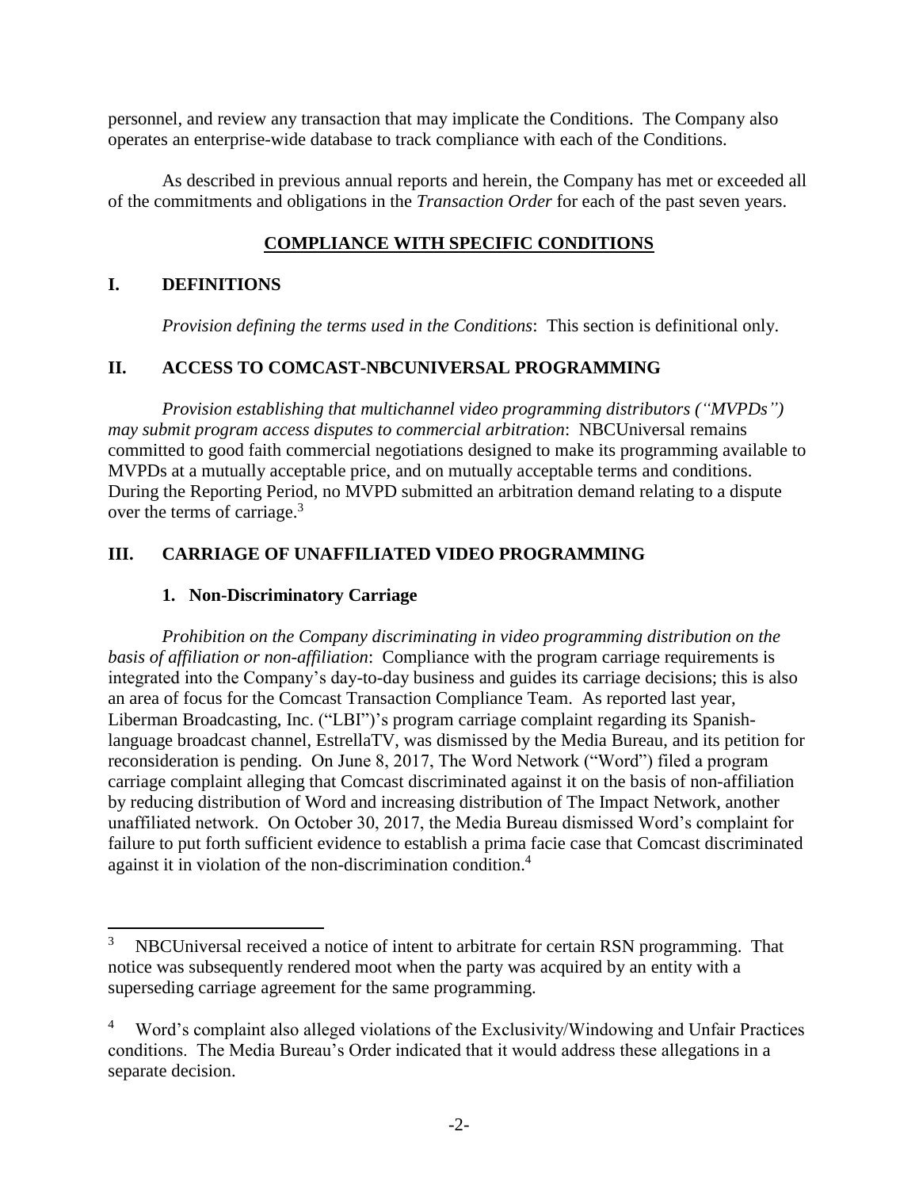personnel, and review any transaction that may implicate the Conditions. The Company also operates an enterprise-wide database to track compliance with each of the Conditions.

As described in previous annual reports and herein, the Company has met or exceeded all of the commitments and obligations in the *Transaction Order* for each of the past seven years.

## COMPLIANCE WITH SPECIFIC CONDITIONS

## I. DEFINITIONS

*Provision defining the terms used in the Conditions*: This section is definitional only.

## II. ACCESS TO COMCAST-NBCUNIVERSAL PROGRAMMING

*Provision establishing that multichannel video programming distributors ("MVPDs") may submit program access disputes to commercial arbitration*: NBCUniversal remains committed to good faith commercial negotiations designed to make its programming available to MVPDs at a mutually acceptable price, and on mutually acceptable terms and conditions. During the Reporting Period, no MVPD submitted an arbitration demand relating to a dispute over the terms of carriage.[3]

## III. CARRIAGE OF UNAFFILIATED VIDEO PROGRAMMING

### 1. Non-Discriminatory Carriage

*Prohibition on the Company discriminating in video programming distribution on the basis of affiliation or non-affiliation*: Compliance with the program carriage requirements is integrated into the Company's day-to-day business and guides its carriage decisions; this is also an area of focus for the Comcast Transaction Compliance Team. As reported last year, Liberman Broadcasting, Inc. ("LBI")'s program carriage complaint regarding its Spanish-language broadcast channel, EstrellaTV, was dismissed by the Media Bureau, and its petition for reconsideration is pending. On June 8, 2017, The Word Network ("Word") filed a program carriage complaint alleging that Comcast discriminated against it on the basis of non-affiliation by reducing distribution of Word and increasing distribution of The Impact Network, another unaffiliated network. On October 30, 2017, the Media Bureau dismissed Word's complaint for failure to put forth sufficient evidence to establish a prima facie case that Comcast discriminated against it in violation of the non-discrimination condition.[4]

---

[3] NBCUniversal received a notice of intent to arbitrate for certain RSN programming. That notice was subsequently rendered moot when the party was acquired by an entity with a superseding carriage agreement for the same programming.

[4] Word's complaint also alleged violations of the Exclusivity/Windowing and Unfair Practices conditions. The Media Bureau's Order indicated that it would address these allegations in a separate decision.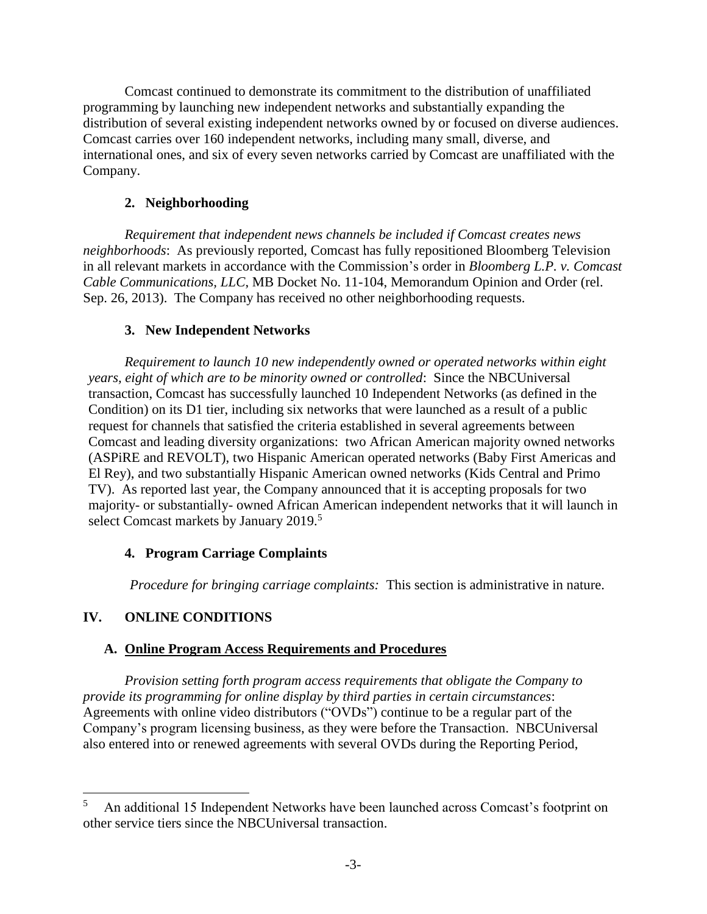Comcast continued to demonstrate its commitment to the distribution of unaffiliated programming by launching new independent networks and substantially expanding the distribution of several existing independent networks owned by or focused on diverse audiences. Comcast carries over 160 independent networks, including many small, diverse, and international ones, and six of every seven networks carried by Comcast are unaffiliated with the Company.

### 2. Neighborhooding

*Requirement that independent news channels be included if Comcast creates news neighborhoods*: As previously reported, Comcast has fully repositioned Bloomberg Television in all relevant markets in accordance with the Commission's order in *Bloomberg L.P. v. Comcast Cable Communications, LLC*, MB Docket No. 11-104, Memorandum Opinion and Order (rel. Sep. 26, 2013). The Company has received no other neighborhooding requests.

### 3. New Independent Networks

*Requirement to launch 10 new independently owned or operated networks within eight years, eight of which are to be minority owned or controlled*: Since the NBCUniversal transaction, Comcast has successfully launched 10 Independent Networks (as defined in the Condition) on its D1 tier, including six networks that were launched as a result of a public request for channels that satisfied the criteria established in several agreements between Comcast and leading diversity organizations: two African American majority owned networks (ASPiRE and REVOLT), two Hispanic American operated networks (Baby First Americas and El Rey), and two substantially Hispanic American owned networks (Kids Central and Primo TV). As reported last year, the Company announced that it is accepting proposals for two majority- or substantially- owned African American independent networks that it will launch in select Comcast markets by January 2019.[5]

### 4. Program Carriage Complaints

*Procedure for bringing carriage complaints:* This section is administrative in nature.

## IV. ONLINE CONDITIONS

### A. Online Program Access Requirements and Procedures

*Provision setting forth program access requirements that obligate the Company to provide its programming for online display by third parties in certain circumstances*: Agreements with online video distributors ("OVDs") continue to be a regular part of the Company's program licensing business, as they were before the Transaction. NBCUniversal also entered into or renewed agreements with several OVDs during the Reporting Period,

---

[5] An additional 15 Independent Networks have been launched across Comcast's footprint on other service tiers since the NBCUniversal transaction.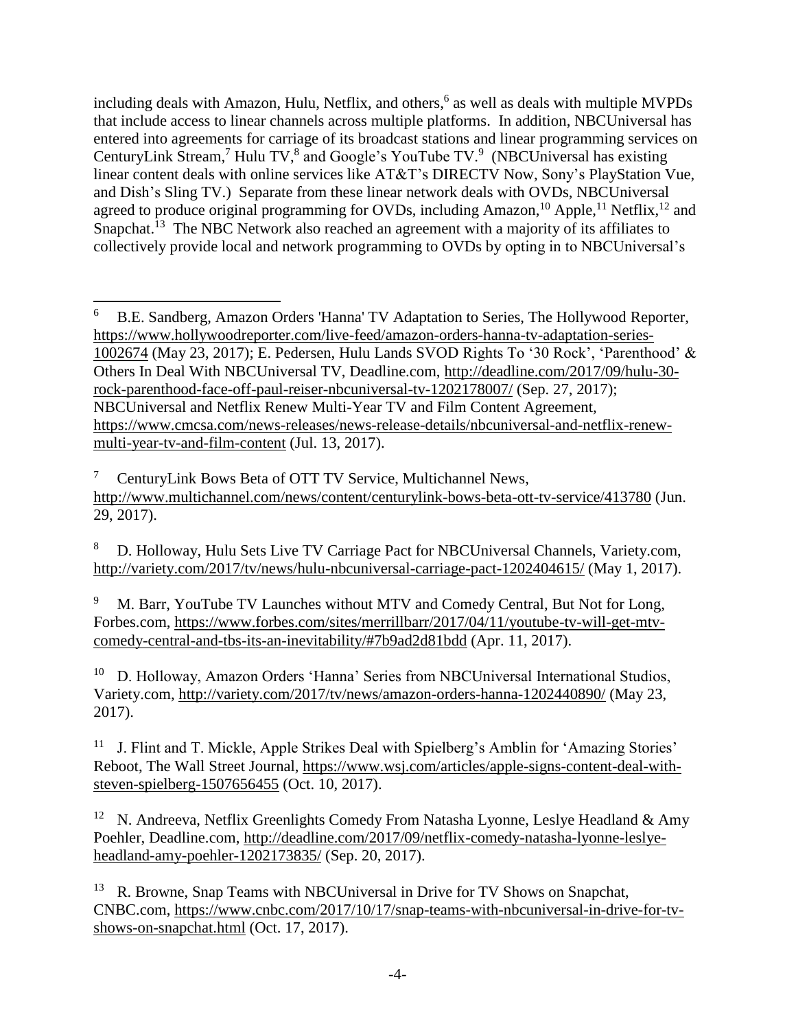including deals with Amazon, Hulu, Netflix, and others,[6] as well as deals with multiple MVPDs that include access to linear channels across multiple platforms. In addition, NBCUniversal has entered into agreements for carriage of its broadcast stations and linear programming services on CenturyLink Stream,[7] Hulu TV,[8] and Google's YouTube TV.[9] (NBCUniversal has existing linear content deals with online services like AT&T's DIRECTV Now, Sony's PlayStation Vue, and Dish's Sling TV.) Separate from these linear network deals with OVDs, NBCUniversal agreed to produce original programming for OVDs, including Amazon,[10] Apple,[11] Netflix,[12] and Snapchat.[13] The NBC Network also reached an agreement with a majority of its affiliates to collectively provide local and network programming to OVDs by opting in to NBCUniversal's

---

[6] B.E. Sandberg, Amazon Orders 'Hanna' TV Adaptation to Series, The Hollywood Reporter, https://www.hollywoodreporter.com/live-feed/amazon-orders-hanna-tv-adaptation-series-1002674 (May 23, 2017); E. Pedersen, Hulu Lands SVOD Rights To '30 Rock', 'Parenthood' & Others In Deal With NBCUniversal TV, Deadline.com, http://deadline.com/2017/09/hulu-30-rock-parenthood-face-off-paul-reiser-nbcuniversal-tv-1202178007/ (Sep. 27, 2017); NBCUniversal and Netflix Renew Multi-Year TV and Film Content Agreement, https://www.cmcsa.com/news-releases/news-release-details/nbcuniversal-and-netflix-renew-multi-year-tv-and-film-content (Jul. 13, 2017).

[7] CenturyLink Bows Beta of OTT TV Service, Multichannel News, http://www.multichannel.com/news/content/centurylink-bows-beta-ott-tv-service/413780 (Jun. 29, 2017).

[8] D. Holloway, Hulu Sets Live TV Carriage Pact for NBCUniversal Channels, Variety.com, http://variety.com/2017/tv/news/hulu-nbcuniversal-carriage-pact-1202404615/ (May 1, 2017).

[9] M. Barr, YouTube TV Launches without MTV and Comedy Central, But Not for Long, Forbes.com, https://www.forbes.com/sites/merrillbarr/2017/04/11/youtube-tv-will-get-mtv-comedy-central-and-tbs-its-an-inevitability/#7b9ad2d81bdd (Apr. 11, 2017).

[10] D. Holloway, Amazon Orders 'Hanna' Series from NBCUniversal International Studios, Variety.com, http://variety.com/2017/tv/news/amazon-orders-hanna-1202440890/ (May 23, 2017).

[11] J. Flint and T. Mickle, Apple Strikes Deal with Spielberg's Amblin for 'Amazing Stories' Reboot, The Wall Street Journal, https://www.wsj.com/articles/apple-signs-content-deal-with-steven-spielberg-1507656455 (Oct. 10, 2017).

[12] N. Andreeva, Netflix Greenlights Comedy From Natasha Lyonne, Leslye Headland & Amy Poehler, Deadline.com, http://deadline.com/2017/09/netflix-comedy-natasha-lyonne-leslye-headland-amy-poehler-1202173835/ (Sep. 20, 2017).

[13] R. Browne, Snap Teams with NBCUniversal in Drive for TV Shows on Snapchat, CNBC.com, https://www.cnbc.com/2017/10/17/snap-teams-with-nbcuniversal-in-drive-for-tv-shows-on-snapchat.html (Oct. 17, 2017).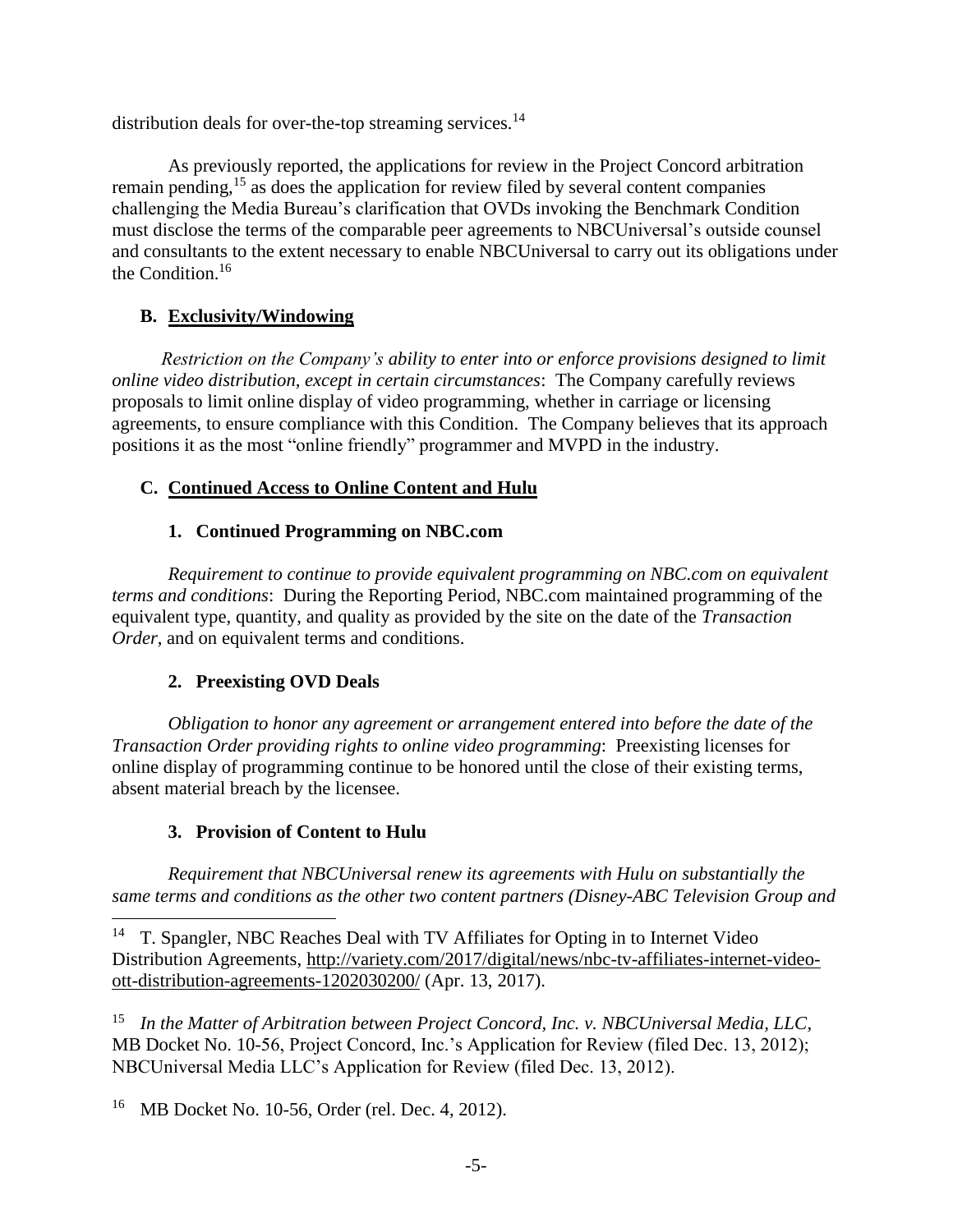distribution deals for over-the-top streaming services.[14]

As previously reported, the applications for review in the Project Concord arbitration remain pending,[15] as does the application for review filed by several content companies challenging the Media Bureau's clarification that OVDs invoking the Benchmark Condition must disclose the terms of the comparable peer agreements to NBCUniversal's outside counsel and consultants to the extent necessary to enable NBCUniversal to carry out its obligations under the Condition.[16]

### B. Exclusivity/Windowing

*Restriction on the Company's ability to enter into or enforce provisions designed to limit online video distribution, except in certain circumstances*: The Company carefully reviews proposals to limit online display of video programming, whether in carriage or licensing agreements, to ensure compliance with this Condition. The Company believes that its approach positions it as the most "online friendly" programmer and MVPD in the industry.

### C. Continued Access to Online Content and Hulu

#### 1. Continued Programming on NBC.com

*Requirement to continue to provide equivalent programming on NBC.com on equivalent terms and conditions*: During the Reporting Period, NBC.com maintained programming of the equivalent type, quantity, and quality as provided by the site on the date of the *Transaction Order*, and on equivalent terms and conditions.

#### 2. Preexisting OVD Deals

*Obligation to honor any agreement or arrangement entered into before the date of the Transaction Order providing rights to online video programming*: Preexisting licenses for online display of programming continue to be honored until the close of their existing terms, absent material breach by the licensee.

#### 3. Provision of Content to Hulu

*Requirement that NBCUniversal renew its agreements with Hulu on substantially the same terms and conditions as the other two content partners (Disney-ABC Television Group and*

---

[14] T. Spangler, NBC Reaches Deal with TV Affiliates for Opting in to Internet Video Distribution Agreements, http://variety.com/2017/digital/news/nbc-tv-affiliates-internet-video-ott-distribution-agreements-1202030200/ (Apr. 13, 2017).

[15] *In the Matter of Arbitration between Project Concord, Inc. v. NBCUniversal Media, LLC*, MB Docket No. 10-56, Project Concord, Inc.'s Application for Review (filed Dec. 13, 2012); NBCUniversal Media LLC's Application for Review (filed Dec. 13, 2012).

[16] MB Docket No. 10-56, Order (rel. Dec. 4, 2012).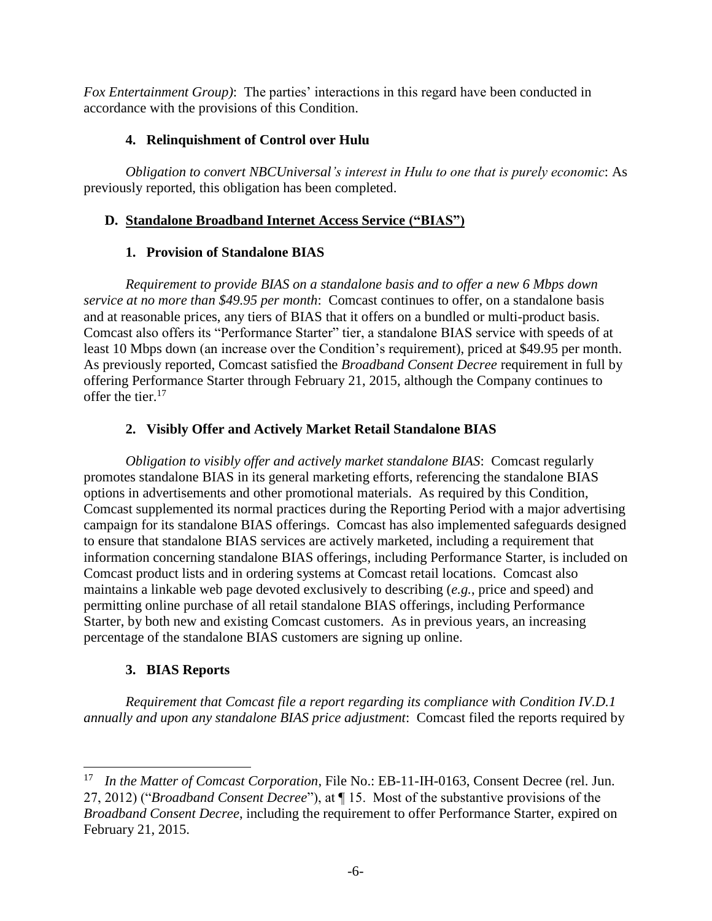*Fox Entertainment Group)*: The parties' interactions in this regard have been conducted in accordance with the provisions of this Condition.

### 4. Relinquishment of Control over Hulu

*Obligation to convert NBCUniversal's interest in Hulu to one that is purely economic*: As previously reported, this obligation has been completed.

## D. Standalone Broadband Internet Access Service ("BIAS")

### 1. Provision of Standalone BIAS

*Requirement to provide BIAS on a standalone basis and to offer a new 6 Mbps down service at no more than $49.95 per month*: Comcast continues to offer, on a standalone basis and at reasonable prices, any tiers of BIAS that it offers on a bundled or multi-product basis. Comcast also offers its "Performance Starter" tier, a standalone BIAS service with speeds of at least 10 Mbps down (an increase over the Condition's requirement), priced at $49.95 per month. As previously reported, Comcast satisfied the *Broadband Consent Decree* requirement in full by offering Performance Starter through February 21, 2015, although the Company continues to offer the tier.[17]

### 2. Visibly Offer and Actively Market Retail Standalone BIAS

*Obligation to visibly offer and actively market standalone BIAS*: Comcast regularly promotes standalone BIAS in its general marketing efforts, referencing the standalone BIAS options in advertisements and other promotional materials. As required by this Condition, Comcast supplemented its normal practices during the Reporting Period with a major advertising campaign for its standalone BIAS offerings. Comcast has also implemented safeguards designed to ensure that standalone BIAS services are actively marketed, including a requirement that information concerning standalone BIAS offerings, including Performance Starter, is included on Comcast product lists and in ordering systems at Comcast retail locations. Comcast also maintains a linkable web page devoted exclusively to describing (*e.g.*, price and speed) and permitting online purchase of all retail standalone BIAS offerings, including Performance Starter, by both new and existing Comcast customers. As in previous years, an increasing percentage of the standalone BIAS customers are signing up online.

### 3. BIAS Reports

*Requirement that Comcast file a report regarding its compliance with Condition IV.D.1 annually and upon any standalone BIAS price adjustment*: Comcast filed the reports required by

---

[17] *In the Matter of Comcast Corporation*, File No.: EB-11-IH-0163, Consent Decree (rel. Jun. 27, 2012) ("*Broadband Consent Decree*"), at ¶ 15. Most of the substantive provisions of the *Broadband Consent Decree*, including the requirement to offer Performance Starter, expired on February 21, 2015.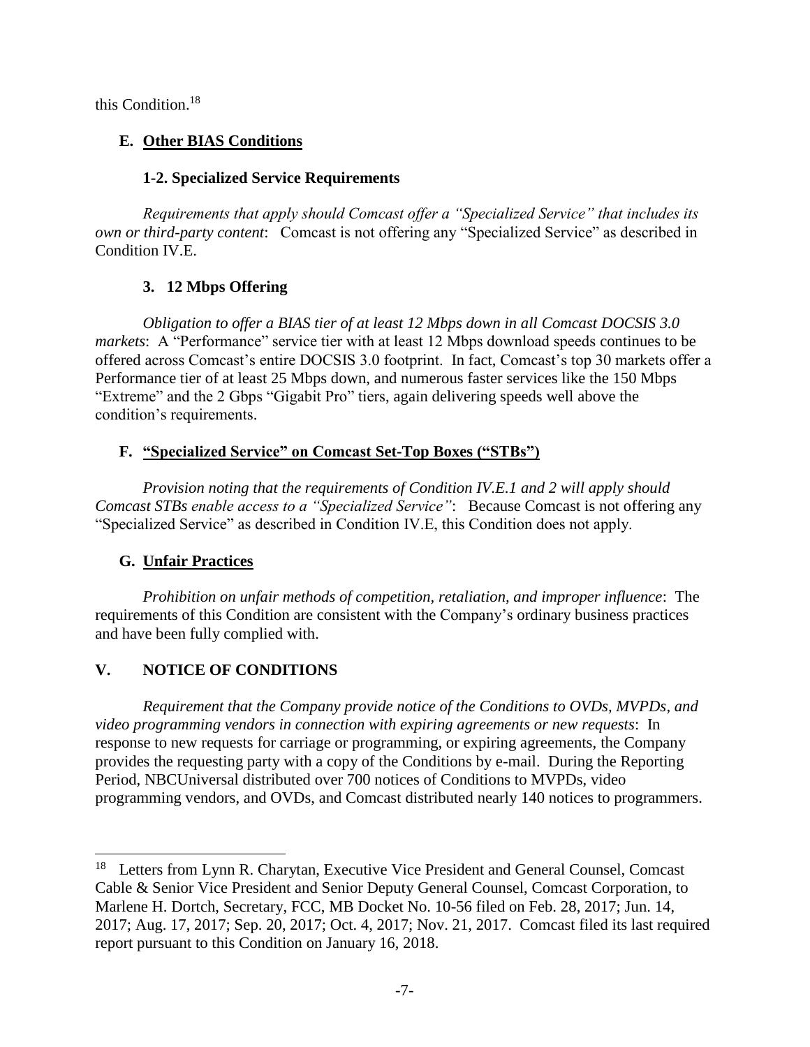this Condition.[18]

## E. **Other BIAS Conditions**

### 1-2. Specialized Service Requirements

*Requirements that apply should Comcast offer a "Specialized Service" that includes its own or third-party content*: Comcast is not offering any "Specialized Service" as described in Condition IV.E.

### 3. 12 Mbps Offering

*Obligation to offer a BIAS tier of at least 12 Mbps down in all Comcast DOCSIS 3.0 markets*: A "Performance" service tier with at least 12 Mbps download speeds continues to be offered across Comcast's entire DOCSIS 3.0 footprint. In fact, Comcast's top 30 markets offer a Performance tier of at least 25 Mbps down, and numerous faster services like the 150 Mbps "Extreme" and the 2 Gbps "Gigabit Pro" tiers, again delivering speeds well above the condition's requirements.

## F. **"Specialized Service" on Comcast Set-Top Boxes ("STBs")**

*Provision noting that the requirements of Condition IV.E.1 and 2 will apply should Comcast STBs enable access to a "Specialized Service"*: Because Comcast is not offering any "Specialized Service" as described in Condition IV.E, this Condition does not apply.

## G. **Unfair Practices**

*Prohibition on unfair methods of competition, retaliation, and improper influence*: The requirements of this Condition are consistent with the Company's ordinary business practices and have been fully complied with.

# V. NOTICE OF CONDITIONS

*Requirement that the Company provide notice of the Conditions to OVDs, MVPDs, and video programming vendors in connection with expiring agreements or new requests*: In response to new requests for carriage or programming, or expiring agreements, the Company provides the requesting party with a copy of the Conditions by e-mail. During the Reporting Period, NBCUniversal distributed over 700 notices of Conditions to MVPDs, video programming vendors, and OVDs, and Comcast distributed nearly 140 notices to programmers.

---

[18] Letters from Lynn R. Charytan, Executive Vice President and General Counsel, Comcast Cable & Senior Vice President and Senior Deputy General Counsel, Comcast Corporation, to Marlene H. Dortch, Secretary, FCC, MB Docket No. 10-56 filed on Feb. 28, 2017; Jun. 14, 2017; Aug. 17, 2017; Sep. 20, 2017; Oct. 4, 2017; Nov. 21, 2017. Comcast filed its last required report pursuant to this Condition on January 16, 2018.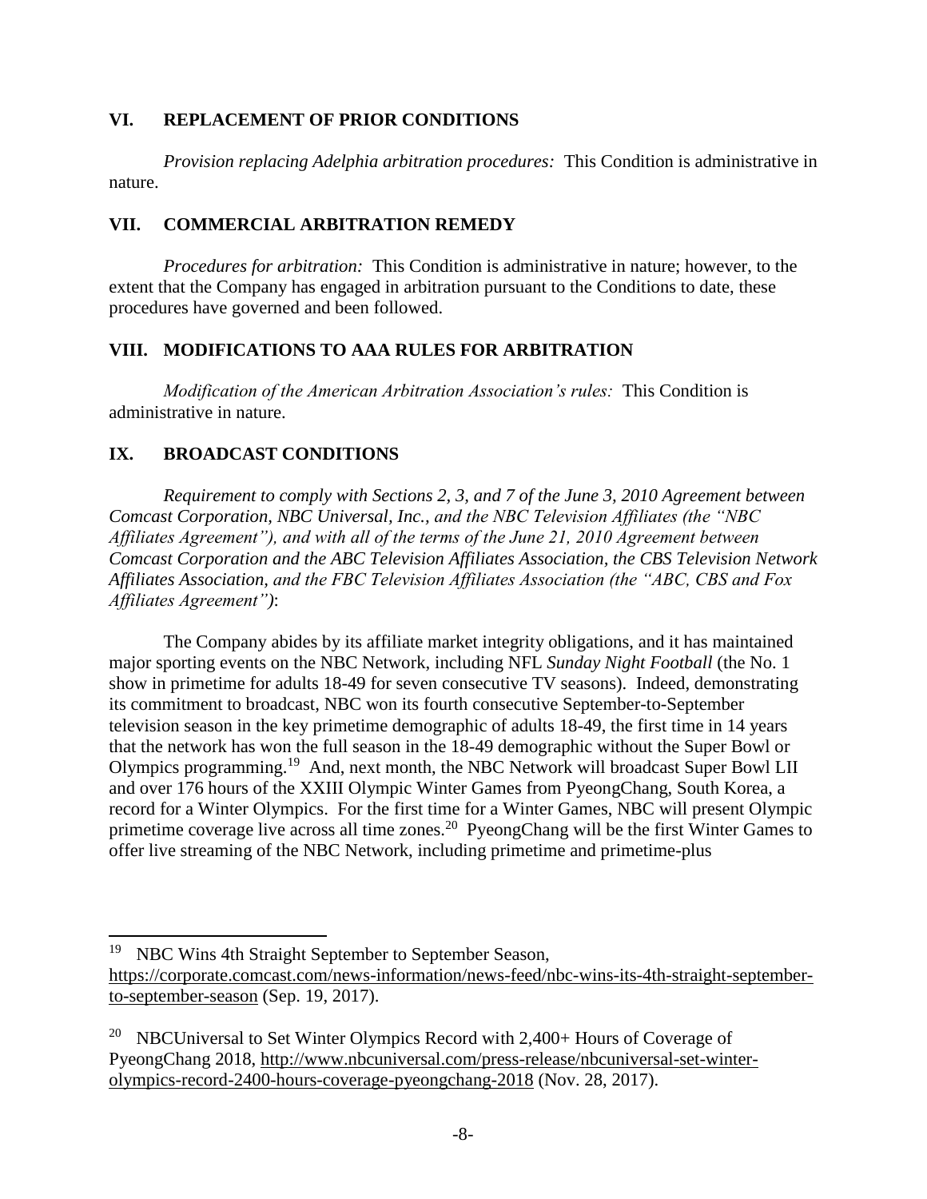## VI. REPLACEMENT OF PRIOR CONDITIONS

*Provision replacing Adelphia arbitration procedures:* This Condition is administrative in nature.

## VII. COMMERCIAL ARBITRATION REMEDY

*Procedures for arbitration:* This Condition is administrative in nature; however, to the extent that the Company has engaged in arbitration pursuant to the Conditions to date, these procedures have governed and been followed.

## VIII. MODIFICATIONS TO AAA RULES FOR ARBITRATION

*Modification of the American Arbitration Association's rules:* This Condition is administrative in nature.

## IX. BROADCAST CONDITIONS

*Requirement to comply with Sections 2, 3, and 7 of the June 3, 2010 Agreement between Comcast Corporation, NBC Universal, Inc., and the NBC Television Affiliates (the "NBC Affiliates Agreement"), and with all of the terms of the June 21, 2010 Agreement between Comcast Corporation and the ABC Television Affiliates Association, the CBS Television Network Affiliates Association, and the FBC Television Affiliates Association (the "ABC, CBS and Fox Affiliates Agreement")*:

The Company abides by its affiliate market integrity obligations, and it has maintained major sporting events on the NBC Network, including NFL *Sunday Night Football* (the No. 1 show in primetime for adults 18-49 for seven consecutive TV seasons). Indeed, demonstrating its commitment to broadcast, NBC won its fourth consecutive September-to-September television season in the key primetime demographic of adults 18-49, the first time in 14 years that the network has won the full season in the 18-49 demographic without the Super Bowl or Olympics programming.[19] And, next month, the NBC Network will broadcast Super Bowl LII and over 176 hours of the XXIII Olympic Winter Games from PyeongChang, South Korea, a record for a Winter Olympics. For the first time for a Winter Games, NBC will present Olympic primetime coverage live across all time zones.[20] PyeongChang will be the first Winter Games to offer live streaming of the NBC Network, including primetime and primetime-plus

---

[19] NBC Wins 4th Straight September to September Season, https://corporate.comcast.com/news-information/news-feed/nbc-wins-its-4th-straight-september-to-september-season (Sep. 19, 2017).

[20] NBCUniversal to Set Winter Olympics Record with 2,400+ Hours of Coverage of PyeongChang 2018, http://www.nbcuniversal.com/press-release/nbcuniversal-set-winter-olympics-record-2400-hours-coverage-pyeongchang-2018 (Nov. 28, 2017).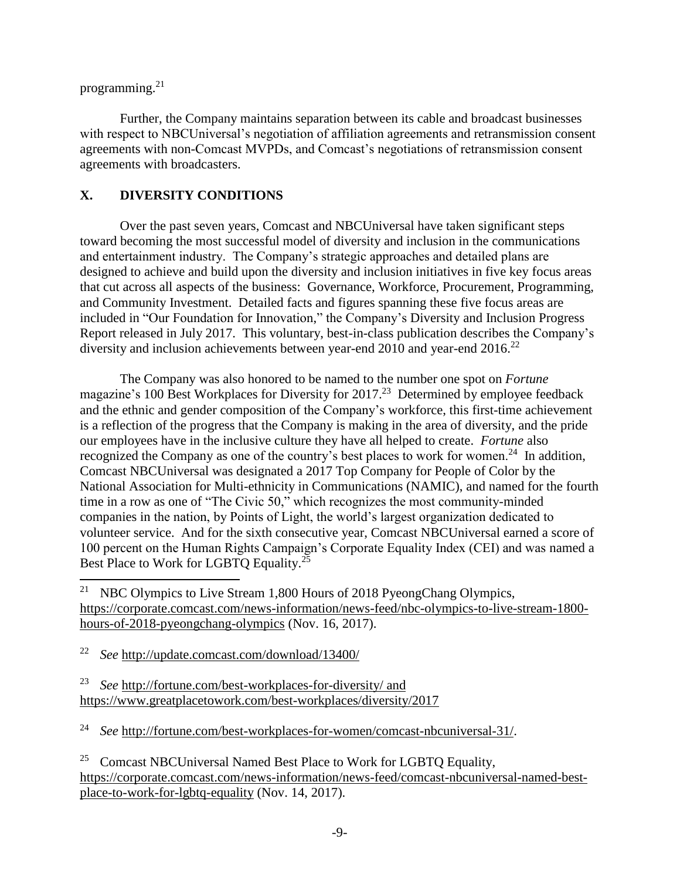programming.[21]

Further, the Company maintains separation between its cable and broadcast businesses with respect to NBCUniversal's negotiation of affiliation agreements and retransmission consent agreements with non-Comcast MVPDs, and Comcast's negotiations of retransmission consent agreements with broadcasters.

## X. DIVERSITY CONDITIONS

Over the past seven years, Comcast and NBCUniversal have taken significant steps toward becoming the most successful model of diversity and inclusion in the communications and entertainment industry. The Company's strategic approaches and detailed plans are designed to achieve and build upon the diversity and inclusion initiatives in five key focus areas that cut across all aspects of the business: Governance, Workforce, Procurement, Programming, and Community Investment. Detailed facts and figures spanning these five focus areas are included in "Our Foundation for Innovation," the Company's Diversity and Inclusion Progress Report released in July 2017. This voluntary, best-in-class publication describes the Company's diversity and inclusion achievements between year-end 2010 and year-end 2016.[22]

The Company was also honored to be named to the number one spot on *Fortune* magazine's 100 Best Workplaces for Diversity for 2017.[23] Determined by employee feedback and the ethnic and gender composition of the Company's workforce, this first-time achievement is a reflection of the progress that the Company is making in the area of diversity, and the pride our employees have in the inclusive culture they have all helped to create. *Fortune* also recognized the Company as one of the country's best places to work for women.[24] In addition, Comcast NBCUniversal was designated a 2017 Top Company for People of Color by the National Association for Multi-ethnicity in Communications (NAMIC), and named for the fourth time in a row as one of "The Civic 50," which recognizes the most community-minded companies in the nation, by Points of Light, the world's largest organization dedicated to volunteer service. And for the sixth consecutive year, Comcast NBCUniversal earned a score of 100 percent on the Human Rights Campaign's Corporate Equality Index (CEI) and was named a Best Place to Work for LGBTQ Equality.[25]

---

[21] NBC Olympics to Live Stream 1,800 Hours of 2018 PyeongChang Olympics, https://corporate.comcast.com/news-information/news-feed/nbc-olympics-to-live-stream-1800-hours-of-2018-pyeongchang-olympics (Nov. 16, 2017).

[22] *See* http://update.comcast.com/download/13400/

[23] *See* http://fortune.com/best-workplaces-for-diversity/ and https://www.greatplacetowork.com/best-workplaces/diversity/2017

[24] *See* http://fortune.com/best-workplaces-for-women/comcast-nbcuniversal-31/.

[25] Comcast NBCUniversal Named Best Place to Work for LGBTQ Equality, https://corporate.comcast.com/news-information/news-feed/comcast-nbcuniversal-named-best-place-to-work-for-lgbtq-equality (Nov. 14, 2017).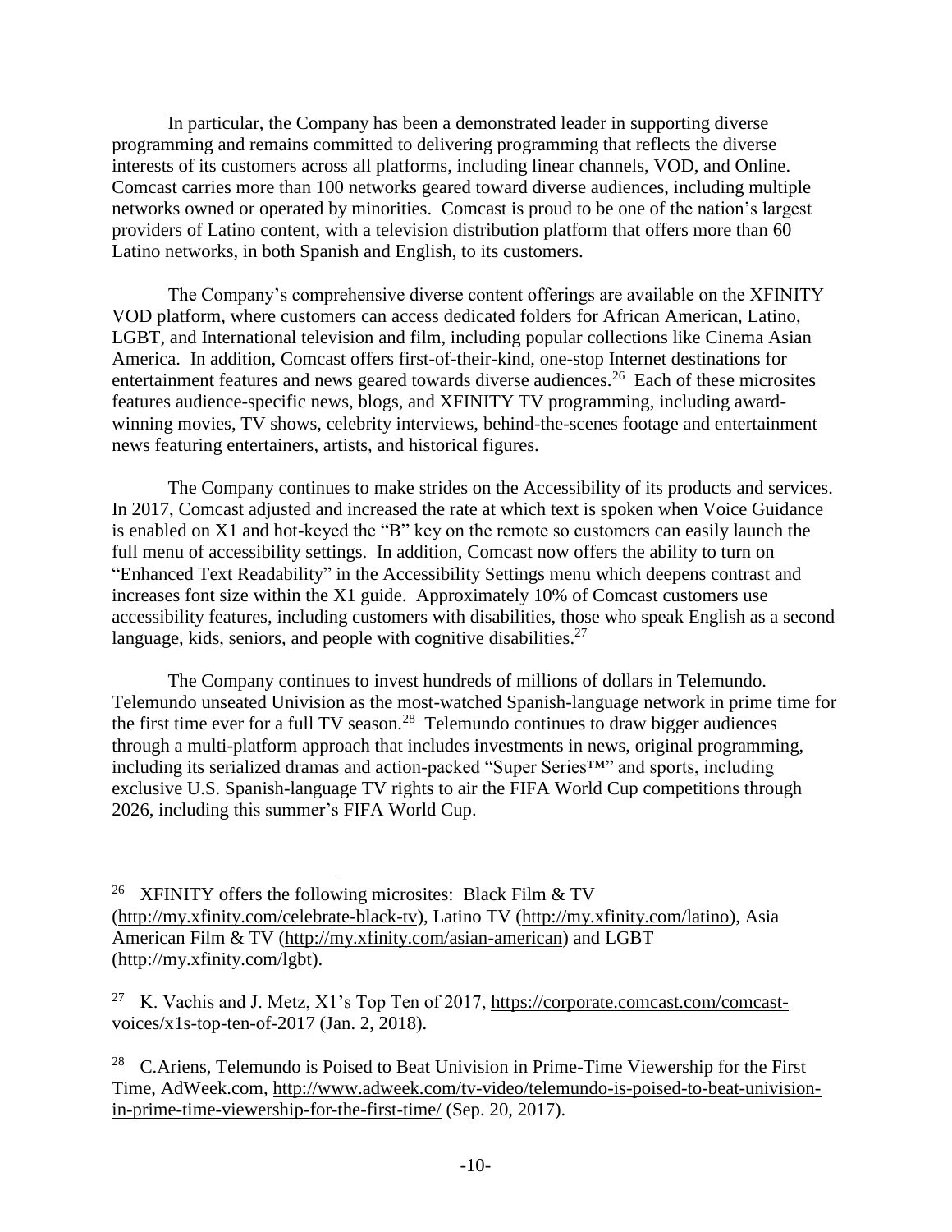In particular, the Company has been a demonstrated leader in supporting diverse programming and remains committed to delivering programming that reflects the diverse interests of its customers across all platforms, including linear channels, VOD, and Online. Comcast carries more than 100 networks geared toward diverse audiences, including multiple networks owned or operated by minorities. Comcast is proud to be one of the nation's largest providers of Latino content, with a television distribution platform that offers more than 60 Latino networks, in both Spanish and English, to its customers.

The Company's comprehensive diverse content offerings are available on the XFINITY VOD platform, where customers can access dedicated folders for African American, Latino, LGBT, and International television and film, including popular collections like Cinema Asian America. In addition, Comcast offers first-of-their-kind, one-stop Internet destinations for entertainment features and news geared towards diverse audiences.[26] Each of these microsites features audience-specific news, blogs, and XFINITY TV programming, including award-winning movies, TV shows, celebrity interviews, behind-the-scenes footage and entertainment news featuring entertainers, artists, and historical figures.

The Company continues to make strides on the Accessibility of its products and services. In 2017, Comcast adjusted and increased the rate at which text is spoken when Voice Guidance is enabled on X1 and hot-keyed the "B" key on the remote so customers can easily launch the full menu of accessibility settings. In addition, Comcast now offers the ability to turn on "Enhanced Text Readability" in the Accessibility Settings menu which deepens contrast and increases font size within the X1 guide. Approximately 10% of Comcast customers use accessibility features, including customers with disabilities, those who speak English as a second language, kids, seniors, and people with cognitive disabilities.[27]

The Company continues to invest hundreds of millions of dollars in Telemundo. Telemundo unseated Univision as the most-watched Spanish-language network in prime time for the first time ever for a full TV season.[28] Telemundo continues to draw bigger audiences through a multi-platform approach that includes investments in news, original programming, including its serialized dramas and action-packed "Super Series™" and sports, including exclusive U.S. Spanish-language TV rights to air the FIFA World Cup competitions through 2026, including this summer's FIFA World Cup.

---

[26] XFINITY offers the following microsites: Black Film & TV (http://my.xfinity.com/celebrate-black-tv), Latino TV (http://my.xfinity.com/latino), Asia American Film & TV (http://my.xfinity.com/asian-american) and LGBT (http://my.xfinity.com/lgbt).

[27] K. Vachis and J. Metz, X1's Top Ten of 2017, https://corporate.comcast.com/comcast-voices/x1s-top-ten-of-2017 (Jan. 2, 2018).

[28] C.Ariens, Telemundo is Poised to Beat Univision in Prime-Time Viewership for the First Time, AdWeek.com, http://www.adweek.com/tv-video/telemundo-is-poised-to-beat-univision-in-prime-time-viewership-for-the-first-time/ (Sep. 20, 2017).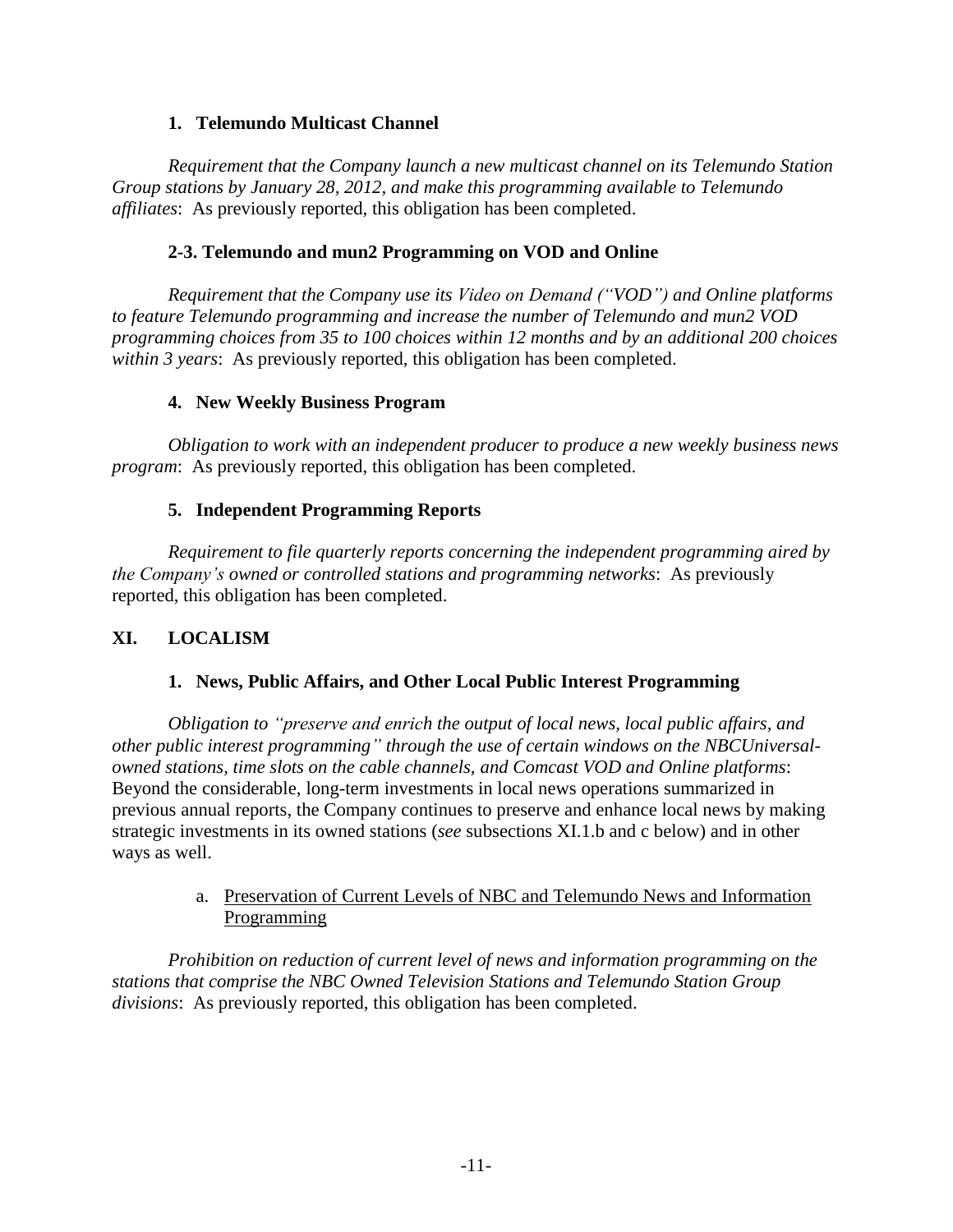### 1. Telemundo Multicast Channel

*Requirement that the Company launch a new multicast channel on its Telemundo Station Group stations by January 28, 2012, and make this programming available to Telemundo affiliates*: As previously reported, this obligation has been completed.

### 2-3. Telemundo and mun2 Programming on VOD and Online

*Requirement that the Company use its Video on Demand ("VOD") and Online platforms to feature Telemundo programming and increase the number of Telemundo and mun2 VOD programming choices from 35 to 100 choices within 12 months and by an additional 200 choices within 3 years*: As previously reported, this obligation has been completed.

### 4. New Weekly Business Program

*Obligation to work with an independent producer to produce a new weekly business news program*: As previously reported, this obligation has been completed.

### 5. Independent Programming Reports

*Requirement to file quarterly reports concerning the independent programming aired by the Company's owned or controlled stations and programming networks*: As previously reported, this obligation has been completed.

## XI. LOCALISM

### 1. News, Public Affairs, and Other Local Public Interest Programming

*Obligation to "preserve and enrich the output of local news, local public affairs, and other public interest programming" through the use of certain windows on the NBCUniversal-owned stations, time slots on the cable channels, and Comcast VOD and Online platforms*: Beyond the considerable, long-term investments in local news operations summarized in previous annual reports, the Company continues to preserve and enhance local news by making strategic investments in its owned stations (*see* subsections XI.1.b and c below) and in other ways as well.

a. Preservation of Current Levels of NBC and Telemundo News and Information Programming

*Prohibition on reduction of current level of news and information programming on the stations that comprise the NBC Owned Television Stations and Telemundo Station Group divisions*: As previously reported, this obligation has been completed.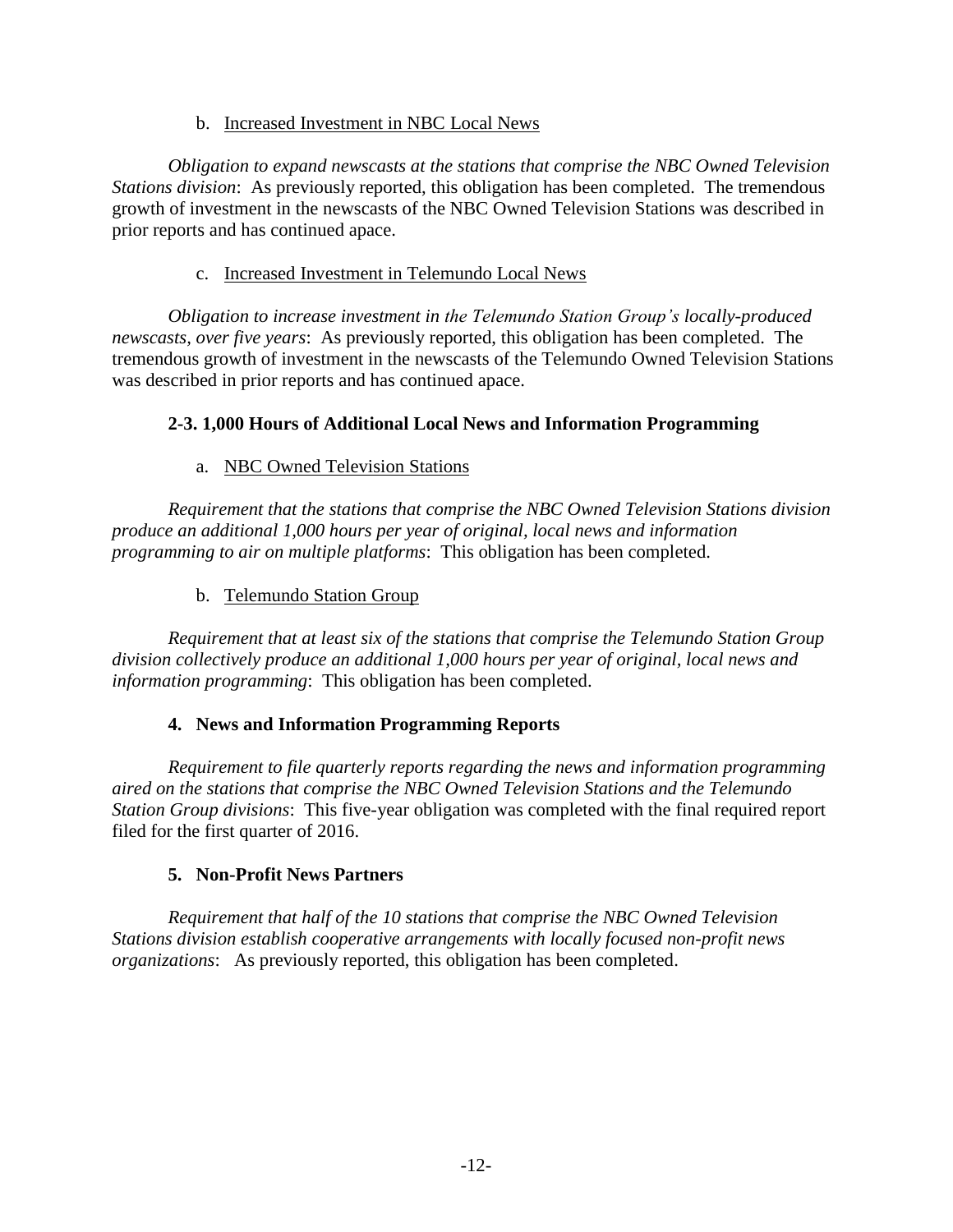b. Increased Investment in NBC Local News

*Obligation to expand newscasts at the stations that comprise the NBC Owned Television Stations division*: As previously reported, this obligation has been completed. The tremendous growth of investment in the newscasts of the NBC Owned Television Stations was described in prior reports and has continued apace.

c. Increased Investment in Telemundo Local News

*Obligation to increase investment in the Telemundo Station Group's locally-produced newscasts, over five years*: As previously reported, this obligation has been completed. The tremendous growth of investment in the newscasts of the Telemundo Owned Television Stations was described in prior reports and has continued apace.

**2-3. 1,000 Hours of Additional Local News and Information Programming**

a. NBC Owned Television Stations

*Requirement that the stations that comprise the NBC Owned Television Stations division produce an additional 1,000 hours per year of original, local news and information programming to air on multiple platforms*: This obligation has been completed.

b. Telemundo Station Group

*Requirement that at least six of the stations that comprise the Telemundo Station Group division collectively produce an additional 1,000 hours per year of original, local news and information programming*: This obligation has been completed.

**4. News and Information Programming Reports**

*Requirement to file quarterly reports regarding the news and information programming aired on the stations that comprise the NBC Owned Television Stations and the Telemundo Station Group divisions*: This five-year obligation was completed with the final required report filed for the first quarter of 2016.

**5. Non-Profit News Partners**

*Requirement that half of the 10 stations that comprise the NBC Owned Television Stations division establish cooperative arrangements with locally focused non-profit news organizations*: As previously reported, this obligation has been completed.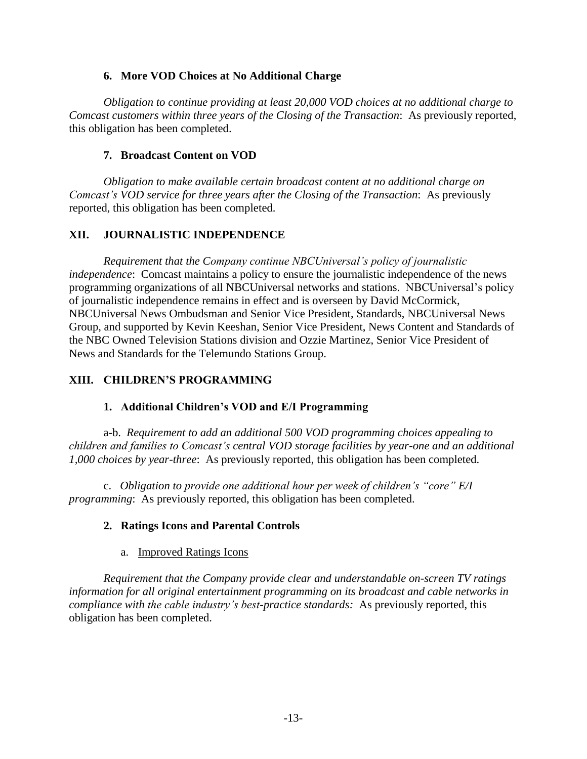### 6. More VOD Choices at No Additional Charge

*Obligation to continue providing at least 20,000 VOD choices at no additional charge to Comcast customers within three years of the Closing of the Transaction*: As previously reported, this obligation has been completed.

### 7. Broadcast Content on VOD

*Obligation to make available certain broadcast content at no additional charge on Comcast's VOD service for three years after the Closing of the Transaction*: As previously reported, this obligation has been completed.

## XII. JOURNALISTIC INDEPENDENCE

*Requirement that the Company continue NBCUniversal's policy of journalistic independence*: Comcast maintains a policy to ensure the journalistic independence of the news programming organizations of all NBCUniversal networks and stations. NBCUniversal's policy of journalistic independence remains in effect and is overseen by David McCormick, NBCUniversal News Ombudsman and Senior Vice President, Standards, NBCUniversal News Group, and supported by Kevin Keeshan, Senior Vice President, News Content and Standards of the NBC Owned Television Stations division and Ozzie Martinez, Senior Vice President of News and Standards for the Telemundo Stations Group.

## XIII. CHILDREN'S PROGRAMMING

### 1. Additional Children's VOD and E/I Programming

a-b. *Requirement to add an additional 500 VOD programming choices appealing to children and families to Comcast's central VOD storage facilities by year-one and an additional 1,000 choices by year-three*: As previously reported, this obligation has been completed.

c. *Obligation to provide one additional hour per week of children's "core" E/I programming*: As previously reported, this obligation has been completed.

### 2. Ratings Icons and Parental Controls

a. Improved Ratings Icons

*Requirement that the Company provide clear and understandable on-screen TV ratings information for all original entertainment programming on its broadcast and cable networks in compliance with the cable industry's best-practice standards:* As previously reported, this obligation has been completed.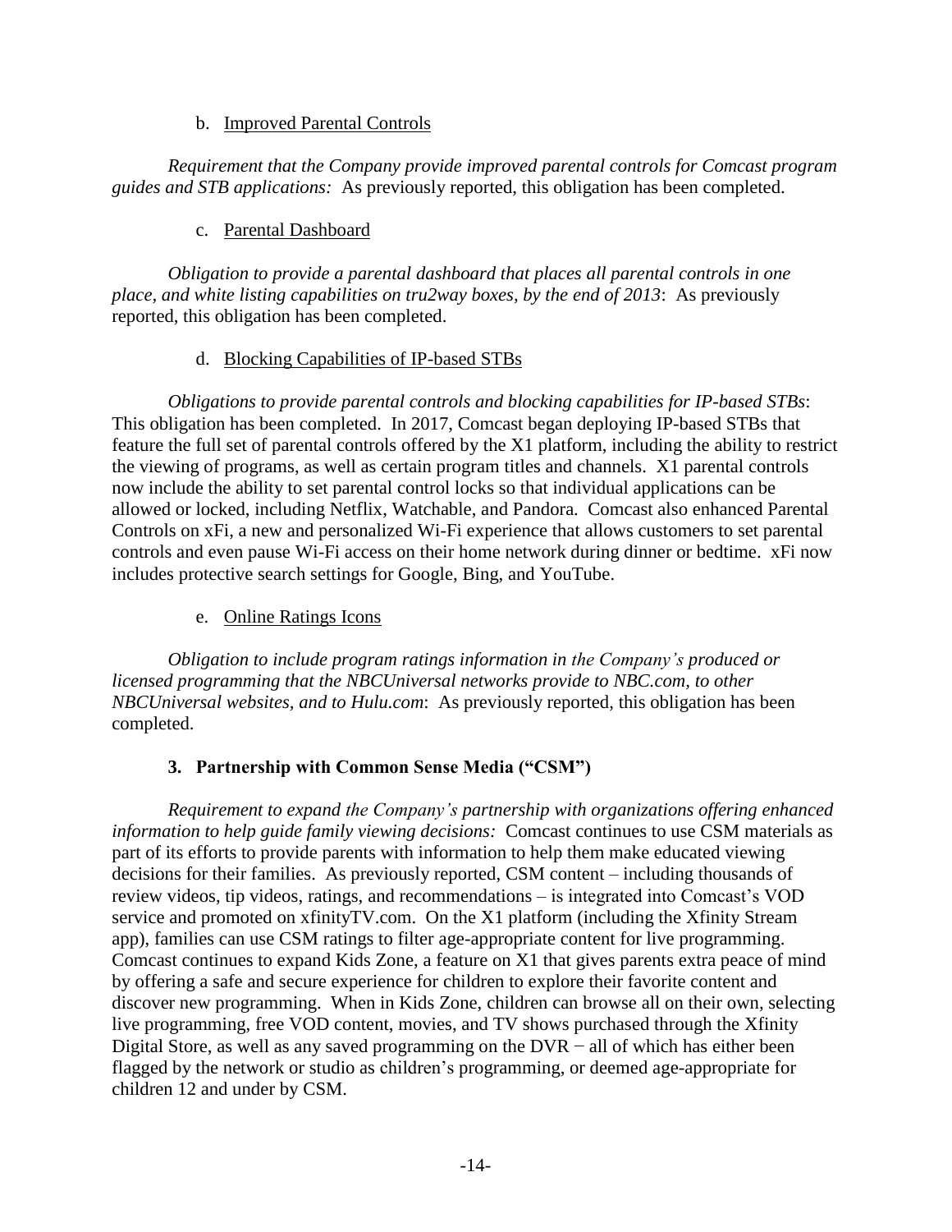b. Improved Parental Controls

*Requirement that the Company provide improved parental controls for Comcast program guides and STB applications:* As previously reported, this obligation has been completed.

c. Parental Dashboard

*Obligation to provide a parental dashboard that places all parental controls in one place, and white listing capabilities on tru2way boxes, by the end of 2013*: As previously reported, this obligation has been completed.

d. Blocking Capabilities of IP-based STBs

*Obligations to provide parental controls and blocking capabilities for IP-based STBs*: This obligation has been completed. In 2017, Comcast began deploying IP-based STBs that feature the full set of parental controls offered by the X1 platform, including the ability to restrict the viewing of programs, as well as certain program titles and channels. X1 parental controls now include the ability to set parental control locks so that individual applications can be allowed or locked, including Netflix, Watchable, and Pandora. Comcast also enhanced Parental Controls on xFi, a new and personalized Wi-Fi experience that allows customers to set parental controls and even pause Wi-Fi access on their home network during dinner or bedtime. xFi now includes protective search settings for Google, Bing, and YouTube.

e. Online Ratings Icons

*Obligation to include program ratings information in the Company's produced or licensed programming that the NBCUniversal networks provide to NBC.com, to other NBCUniversal websites, and to Hulu.com*: As previously reported, this obligation has been completed.

### 3. Partnership with Common Sense Media ("CSM")

*Requirement to expand the Company's partnership with organizations offering enhanced information to help guide family viewing decisions:* Comcast continues to use CSM materials as part of its efforts to provide parents with information to help them make educated viewing decisions for their families. As previously reported, CSM content – including thousands of review videos, tip videos, ratings, and recommendations – is integrated into Comcast's VOD service and promoted on xfinityTV.com. On the X1 platform (including the Xfinity Stream app), families can use CSM ratings to filter age-appropriate content for live programming. Comcast continues to expand Kids Zone, a feature on X1 that gives parents extra peace of mind by offering a safe and secure experience for children to explore their favorite content and discover new programming. When in Kids Zone, children can browse all on their own, selecting live programming, free VOD content, movies, and TV shows purchased through the Xfinity Digital Store, as well as any saved programming on the DVR − all of which has either been flagged by the network or studio as children's programming, or deemed age-appropriate for children 12 and under by CSM.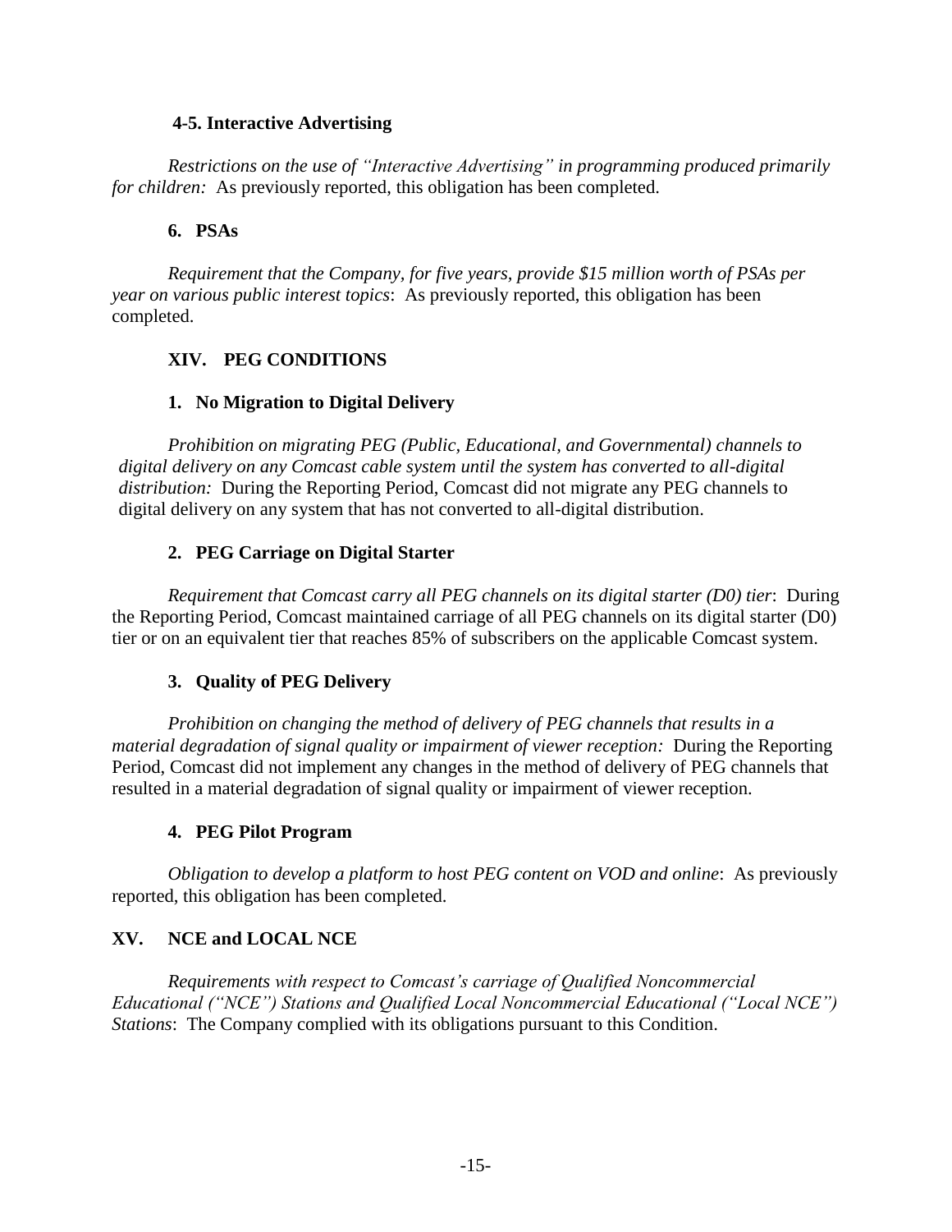### 4-5. Interactive Advertising

*Restrictions on the use of "Interactive Advertising" in programming produced primarily for children:* As previously reported, this obligation has been completed.

### 6. PSAs

*Requirement that the Company, for five years, provide $15 million worth of PSAs per year on various public interest topics*: As previously reported, this obligation has been completed.

## XIV. PEG CONDITIONS

### 1. No Migration to Digital Delivery

*Prohibition on migrating PEG (Public, Educational, and Governmental) channels to digital delivery on any Comcast cable system until the system has converted to all-digital distribution:* During the Reporting Period, Comcast did not migrate any PEG channels to digital delivery on any system that has not converted to all-digital distribution.

### 2. PEG Carriage on Digital Starter

*Requirement that Comcast carry all PEG channels on its digital starter (D0) tier*: During the Reporting Period, Comcast maintained carriage of all PEG channels on its digital starter (D0) tier or on an equivalent tier that reaches 85% of subscribers on the applicable Comcast system.

### 3. Quality of PEG Delivery

*Prohibition on changing the method of delivery of PEG channels that results in a material degradation of signal quality or impairment of viewer reception:* During the Reporting Period, Comcast did not implement any changes in the method of delivery of PEG channels that resulted in a material degradation of signal quality or impairment of viewer reception.

### 4. PEG Pilot Program

*Obligation to develop a platform to host PEG content on VOD and online*: As previously reported, this obligation has been completed.

## XV. NCE and LOCAL NCE

*Requirements with respect to Comcast's carriage of Qualified Noncommercial Educational ("NCE") Stations and Qualified Local Noncommercial Educational ("Local NCE") Stations*: The Company complied with its obligations pursuant to this Condition.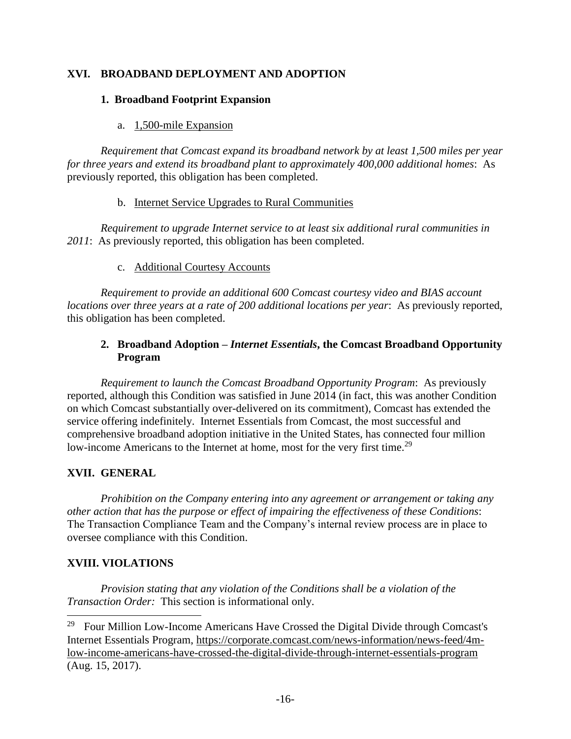## XVI. BROADBAND DEPLOYMENT AND ADOPTION

### 1. Broadband Footprint Expansion

a. <u>1,500-mile Expansion</u>

*Requirement that Comcast expand its broadband network by at least 1,500 miles per year for three years and extend its broadband plant to approximately 400,000 additional homes*: As previously reported, this obligation has been completed.

b. <u>Internet Service Upgrades to Rural Communities</u>

*Requirement to upgrade Internet service to at least six additional rural communities in 2011*: As previously reported, this obligation has been completed.

c. <u>Additional Courtesy Accounts</u>

*Requirement to provide an additional 600 Comcast courtesy video and BIAS account locations over three years at a rate of 200 additional locations per year*: As previously reported, this obligation has been completed.

### 2. Broadband Adoption – *Internet Essentials*, the Comcast Broadband Opportunity Program

*Requirement to launch the Comcast Broadband Opportunity Program*: As previously reported, although this Condition was satisfied in June 2014 (in fact, this was another Condition on which Comcast substantially over-delivered on its commitment), Comcast has extended the service offering indefinitely. Internet Essentials from Comcast, the most successful and comprehensive broadband adoption initiative in the United States, has connected four million low-income Americans to the Internet at home, most for the very first time.[29]

## XVII. GENERAL

*Prohibition on the Company entering into any agreement or arrangement or taking any other action that has the purpose or effect of impairing the effectiveness of these Conditions*: The Transaction Compliance Team and the Company's internal review process are in place to oversee compliance with this Condition.

## XVIII. VIOLATIONS

*Provision stating that any violation of the Conditions shall be a violation of the Transaction Order:* This section is informational only.

---

[29] Four Million Low-Income Americans Have Crossed the Digital Divide through Comcast's Internet Essentials Program, https://corporate.comcast.com/news-information/news-feed/4m-low-income-americans-have-crossed-the-digital-divide-through-internet-essentials-program (Aug. 15, 2017).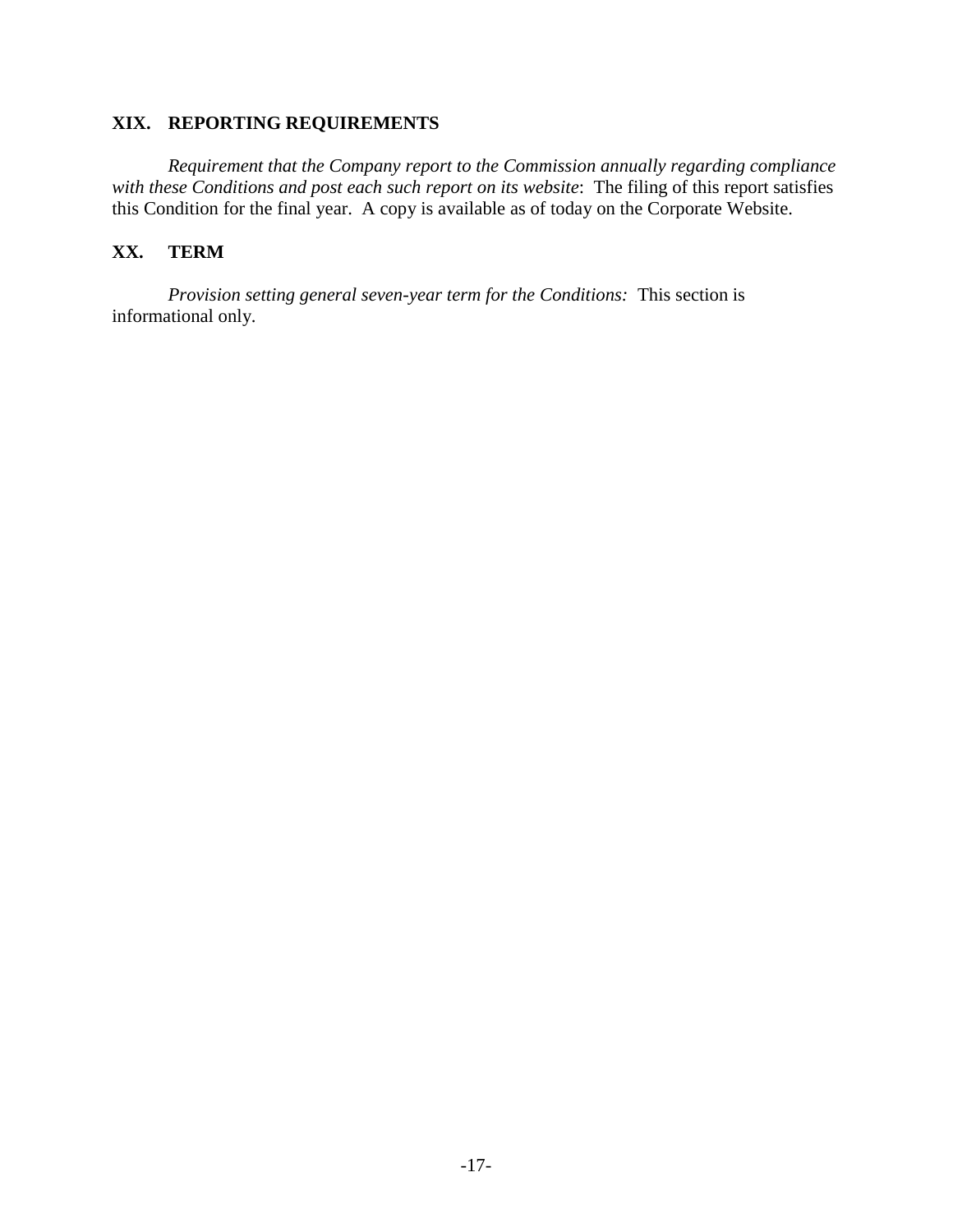## XIX. REPORTING REQUIREMENTS

*Requirement that the Company report to the Commission annually regarding compliance with these Conditions and post each such report on its website*: The filing of this report satisfies this Condition for the final year. A copy is available as of today on the Corporate Website.

## XX. TERM

*Provision setting general seven-year term for the Conditions:* This section is informational only.